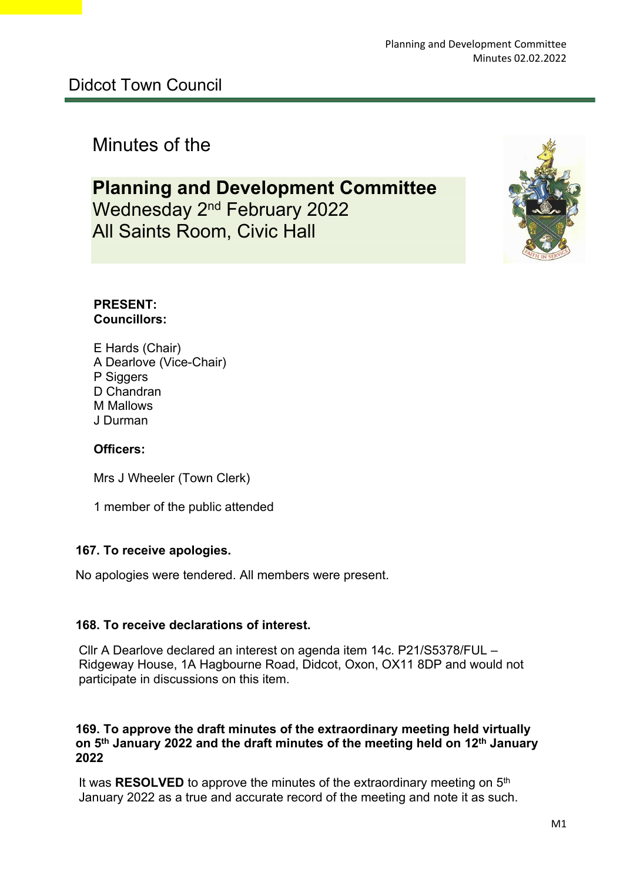# Didcot Town Council

## Minutes of the

## Planning and Development Committee

Wednesday 2nd February 2022
All Saints Room, Civic Hall

**PRESENT:**
**Councillors:**

E Hards (Chair)
A Dearlove (Vice-Chair)
P Siggers
D Chandran
M Mallows
J Durman

**Officers:**

Mrs J Wheeler (Town Clerk)

1 member of the public attended

### 167. To receive apologies.

No apologies were tendered. All members were present.

### 168. To receive declarations of interest.

Cllr A Dearlove declared an interest on agenda item 14c. P21/S5378/FUL – Ridgeway House, 1A Hagbourne Road, Didcot, Oxon, OX11 8DP and would not participate in discussions on this item.

### 169. To approve the draft minutes of the extraordinary meeting held virtually on 5th January 2022 and the draft minutes of the meeting held on 12th January 2022

It was **RESOLVED** to approve the minutes of the extraordinary meeting on 5th January 2022 as a true and accurate record of the meeting and note it as such.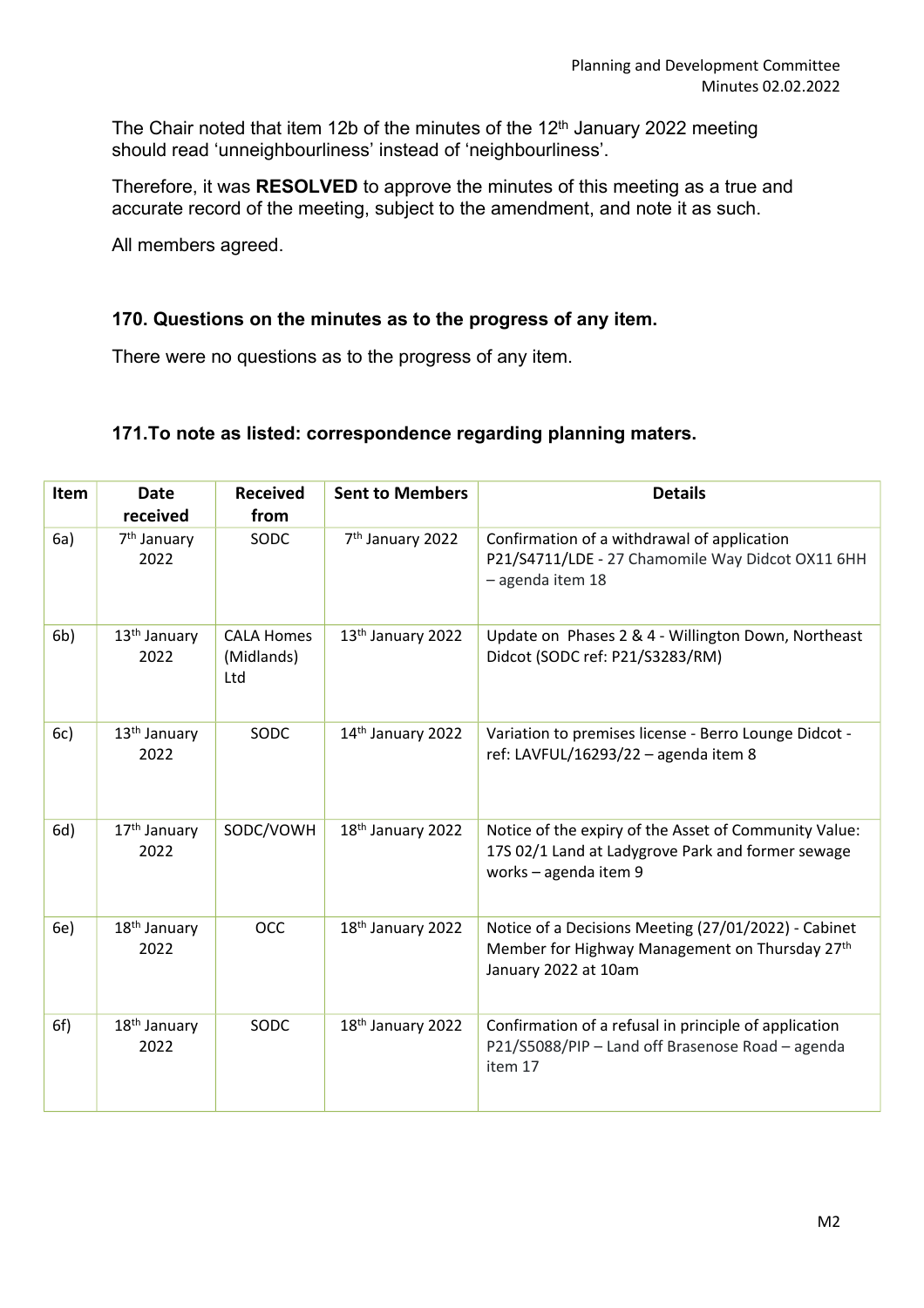The Chair noted that item 12b of the minutes of the 12th January 2022 meeting should read 'unneighbourliness' instead of 'neighbourliness'.

Therefore, it was **RESOLVED** to approve the minutes of this meeting as a true and accurate record of the meeting, subject to the amendment, and note it as such.

All members agreed.

### 170. Questions on the minutes as to the progress of any item.

There were no questions as to the progress of any item.

### 171.To note as listed: correspondence regarding planning maters.

| Item | Date received | Received from | Sent to Members | Details |
|---|---|---|---|---|
| 6a) | 7th January 2022 | SODC | 7th January 2022 | Confirmation of a withdrawal of application P21/S4711/LDE - 27 Chamomile Way Didcot OX11 6HH – agenda item 18 |
| 6b) | 13th January 2022 | CALA Homes (Midlands) Ltd | 13th January 2022 | Update on Phases 2 & 4 - Willington Down, Northeast Didcot (SODC ref: P21/S3283/RM) |
| 6c) | 13th January 2022 | SODC | 14th January 2022 | Variation to premises license - Berro Lounge Didcot - ref: LAVFUL/16293/22 – agenda item 8 |
| 6d) | 17th January 2022 | SODC/VOWH | 18th January 2022 | Notice of the expiry of the Asset of Community Value: 17S 02/1 Land at Ladygrove Park and former sewage works – agenda item 9 |
| 6e) | 18th January 2022 | OCC | 18th January 2022 | Notice of a Decisions Meeting (27/01/2022) - Cabinet Member for Highway Management on Thursday 27th January 2022 at 10am |
| 6f) | 18th January 2022 | SODC | 18th January 2022 | Confirmation of a refusal in principle of application P21/S5088/PIP – Land off Brasenose Road – agenda item 17 |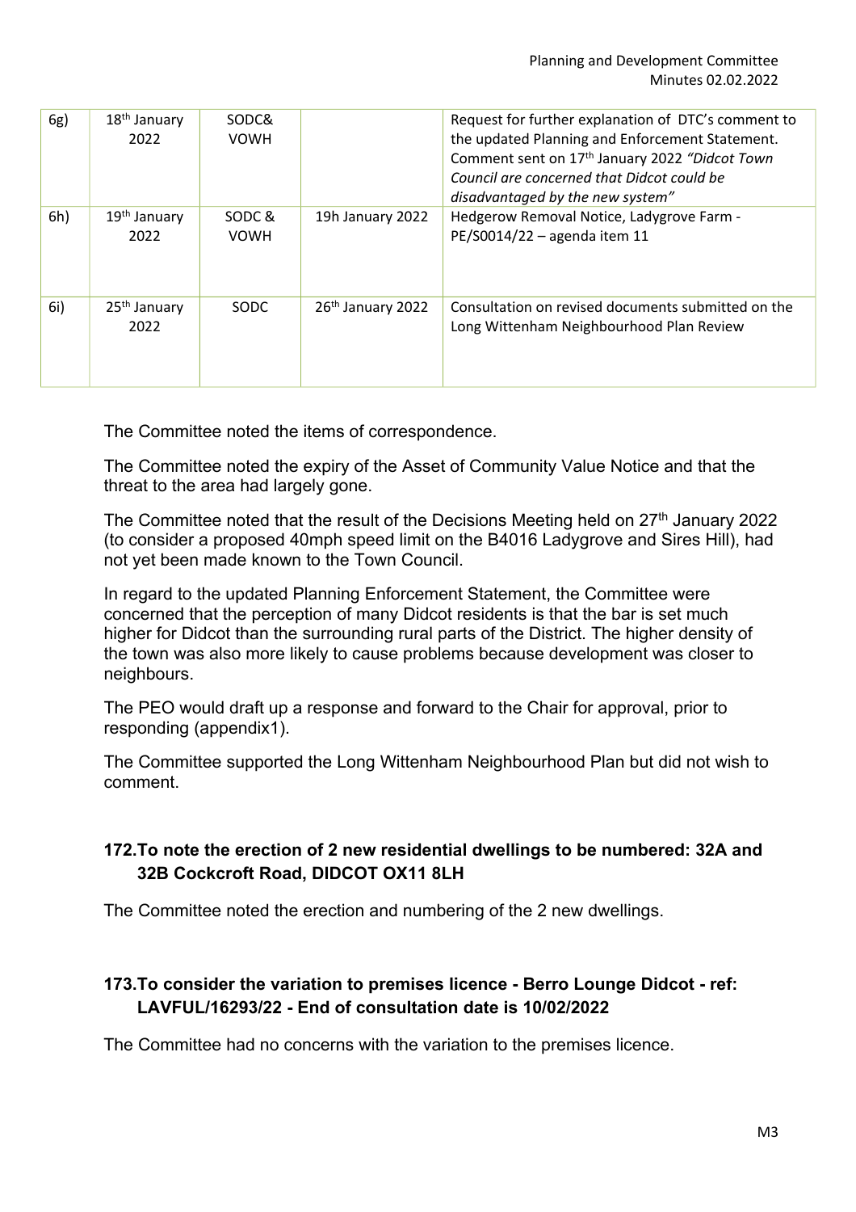| | | | | |
|---|---|---|---|---|
| 6g) | 18th January 2022 | SODC& VOWH | | Request for further explanation of DTC's comment to the updated Planning and Enforcement Statement. Comment sent on 17th January 2022 *"Didcot Town Council are concerned that Didcot could be disadvantaged by the new system"* |
| 6h) | 19th January 2022 | SODC & VOWH | 19h January 2022 | Hedgerow Removal Notice, Ladygrove Farm - PE/S0014/22 – agenda item 11 |
| 6i) | 25th January 2022 | SODC | 26th January 2022 | Consultation on revised documents submitted on the Long Wittenham Neighbourhood Plan Review |

The Committee noted the items of correspondence.

The Committee noted the expiry of the Asset of Community Value Notice and that the threat to the area had largely gone.

The Committee noted that the result of the Decisions Meeting held on 27th January 2022 (to consider a proposed 40mph speed limit on the B4016 Ladygrove and Sires Hill), had not yet been made known to the Town Council.

In regard to the updated Planning Enforcement Statement, the Committee were concerned that the perception of many Didcot residents is that the bar is set much higher for Didcot than the surrounding rural parts of the District. The higher density of the town was also more likely to cause problems because development was closer to neighbours.

The PEO would draft up a response and forward to the Chair for approval, prior to responding (appendix1).

The Committee supported the Long Wittenham Neighbourhood Plan but did not wish to comment.

## 172.To note the erection of 2 new residential dwellings to be numbered: 32A and 32B Cockcroft Road, DIDCOT OX11 8LH

The Committee noted the erection and numbering of the 2 new dwellings.

## 173.To consider the variation to premises licence - Berro Lounge Didcot - ref: LAVFUL/16293/22 - End of consultation date is 10/02/2022

The Committee had no concerns with the variation to the premises licence.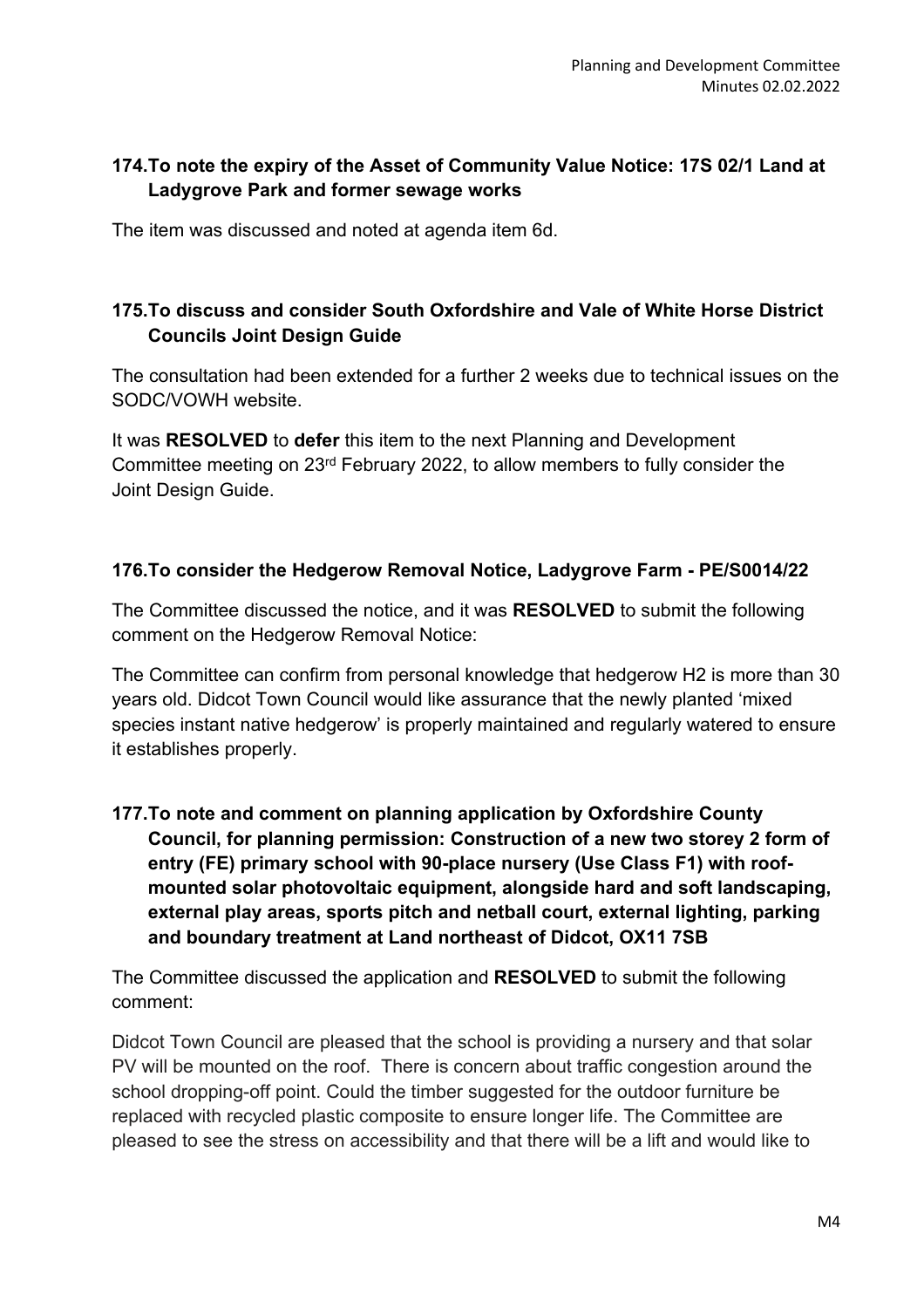### 174. To note the expiry of the Asset of Community Value Notice: 17S 02/1 Land at Ladygrove Park and former sewage works

The item was discussed and noted at agenda item 6d.

### 175. To discuss and consider South Oxfordshire and Vale of White Horse District Councils Joint Design Guide

The consultation had been extended for a further 2 weeks due to technical issues on the SODC/VOWH website.

It was **RESOLVED** to **defer** this item to the next Planning and Development Committee meeting on 23rd February 2022, to allow members to fully consider the Joint Design Guide.

### 176. To consider the Hedgerow Removal Notice, Ladygrove Farm - PE/S0014/22

The Committee discussed the notice, and it was **RESOLVED** to submit the following comment on the Hedgerow Removal Notice:

The Committee can confirm from personal knowledge that hedgerow H2 is more than 30 years old. Didcot Town Council would like assurance that the newly planted 'mixed species instant native hedgerow' is properly maintained and regularly watered to ensure it establishes properly.

### 177. To note and comment on planning application by Oxfordshire County Council, for planning permission: Construction of a new two storey 2 form of entry (FE) primary school with 90-place nursery (Use Class F1) with roof-mounted solar photovoltaic equipment, alongside hard and soft landscaping, external play areas, sports pitch and netball court, external lighting, parking and boundary treatment at Land northeast of Didcot, OX11 7SB

The Committee discussed the application and **RESOLVED** to submit the following comment:

Didcot Town Council are pleased that the school is providing a nursery and that solar PV will be mounted on the roof. There is concern about traffic congestion around the school dropping-off point. Could the timber suggested for the outdoor furniture be replaced with recycled plastic composite to ensure longer life. The Committee are pleased to see the stress on accessibility and that there will be a lift and would like to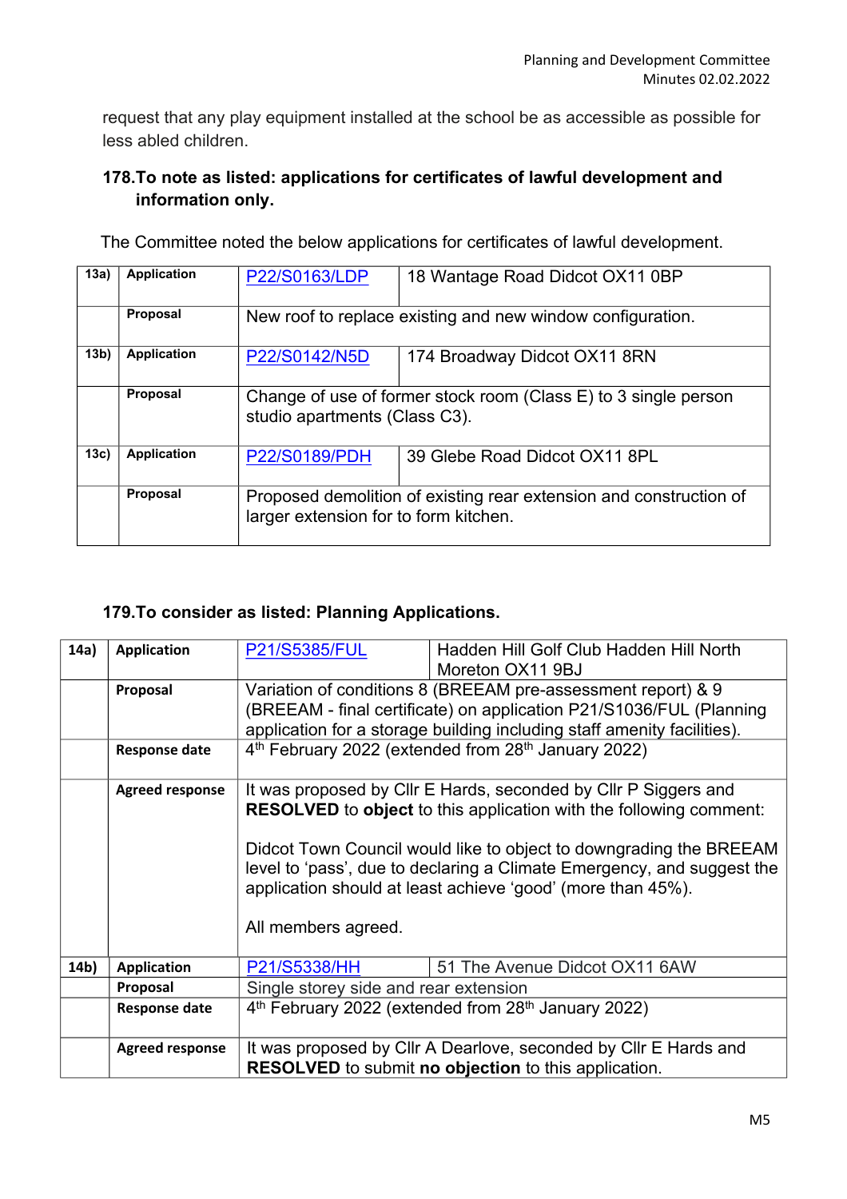request that any play equipment installed at the school be as accessible as possible for less abled children.

**178.To note as listed: applications for certificates of lawful development and information only.**

The Committee noted the below applications for certificates of lawful development.

| | | | |
|---|---|---|---|
| 13a) | **Application** | P22/S0163/LDP | 18 Wantage Road Didcot OX11 0BP |
| | **Proposal** | New roof to replace existing and new window configuration. | |
| 13b) | **Application** | P22/S0142/N5D | 174 Broadway Didcot OX11 8RN |
| | **Proposal** | Change of use of former stock room (Class E) to 3 single person studio apartments (Class C3). | |
| 13c) | **Application** | P22/S0189/PDH | 39 Glebe Road Didcot OX11 8PL |
| | **Proposal** | Proposed demolition of existing rear extension and construction of larger extension for to form kitchen. | |

**179.To consider as listed: Planning Applications.**

| | | | |
|---|---|---|---|
| 14a) | **Application** | P21/S5385/FUL | Hadden Hill Golf Club Hadden Hill North Moreton OX11 9BJ |
| | **Proposal** | Variation of conditions 8 (BREEAM pre-assessment report) & 9 (BREEAM - final certificate) on application P21/S1036/FUL (Planning application for a storage building including staff amenity facilities). | |
| | **Response date** | 4th February 2022 (extended from 28th January 2022) | |
| | **Agreed response** | It was proposed by Cllr E Hards, seconded by Cllr P Siggers and **RESOLVED** to **object** to this application with the following comment:<br><br>Didcot Town Council would like to object to downgrading the BREEAM level to 'pass', due to declaring a Climate Emergency, and suggest the application should at least achieve 'good' (more than 45%).<br><br>All members agreed. | |
| 14b) | **Application** | P21/S5338/HH | 51 The Avenue Didcot OX11 6AW |
| | **Proposal** | Single storey side and rear extension | |
| | **Response date** | 4th February 2022 (extended from 28th January 2022) | |
| | **Agreed response** | It was proposed by Cllr A Dearlove, seconded by Cllr E Hards and **RESOLVED** to submit **no objection** to this application. | |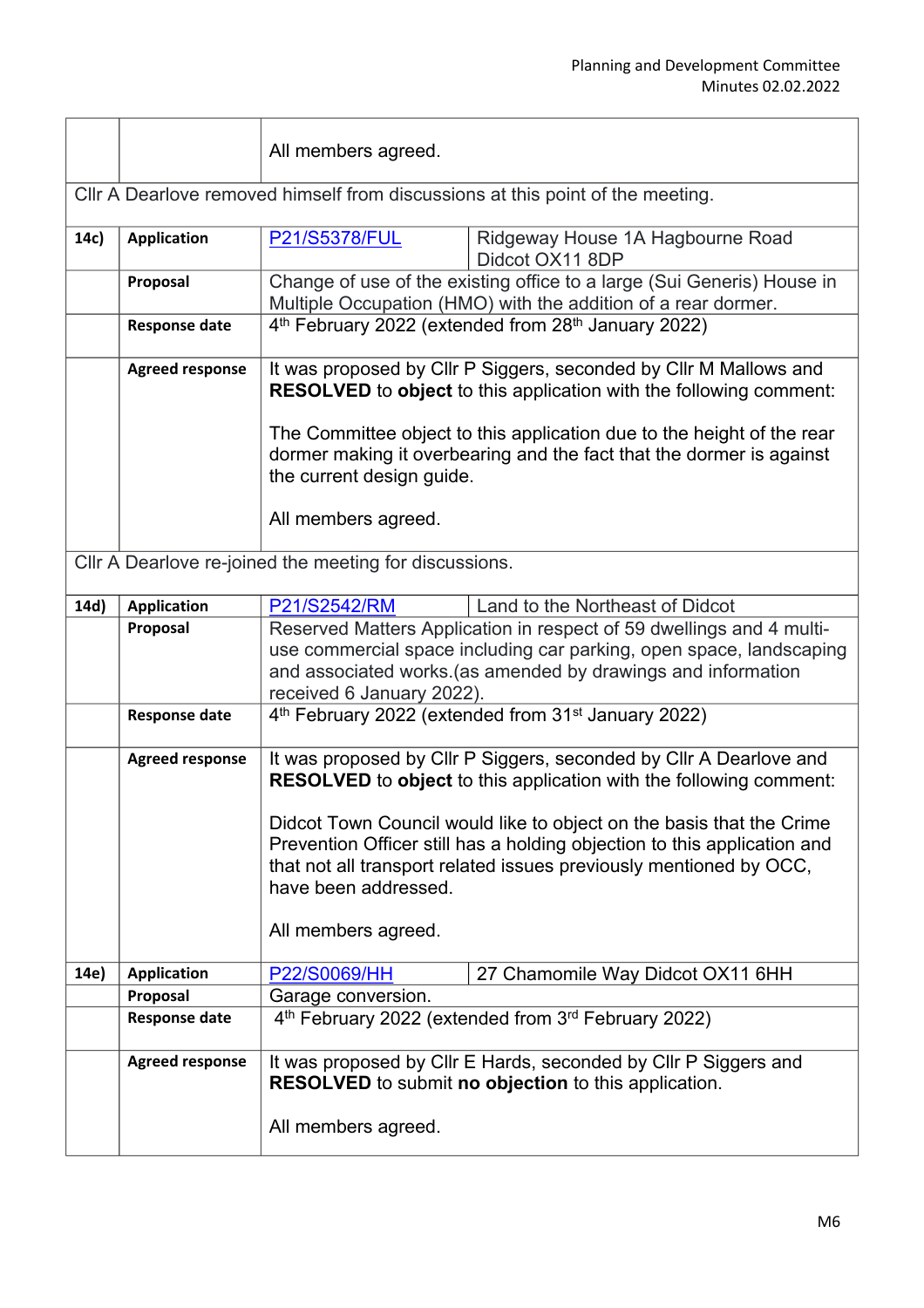| | | | |
|---|---|---|---|
| | | All members agreed. | |
| Cllr A Dearlove removed himself from discussions at this point of the meeting. | | | |
| **14c)** | **Application** | P21/S5378/FUL | Ridgeway House 1A Hagbourne Road Didcot OX11 8DP |
| | **Proposal** | Change of use of the existing office to a large (Sui Generis) House in Multiple Occupation (HMO) with the addition of a rear dormer. | |
| | **Response date** | 4th February 2022 (extended from 28th January 2022) | |
| | **Agreed response** | It was proposed by Cllr P Siggers, seconded by Cllr M Mallows and **RESOLVED** to **object** to this application with the following comment:<br><br>The Committee object to this application due to the height of the rear dormer making it overbearing and the fact that the dormer is against the current design guide.<br><br>All members agreed. | |
| Cllr A Dearlove re-joined the meeting for discussions. | | | |
| **14d)** | **Application** | P21/S2542/RM | Land to the Northeast of Didcot |
| | **Proposal** | Reserved Matters Application in respect of 59 dwellings and 4 multi-use commercial space including car parking, open space, landscaping and associated works.(as amended by drawings and information received 6 January 2022). | |
| | **Response date** | 4th February 2022 (extended from 31st January 2022) | |
| | **Agreed response** | It was proposed by Cllr P Siggers, seconded by Cllr A Dearlove and **RESOLVED** to **object** to this application with the following comment:<br><br>Didcot Town Council would like to object on the basis that the Crime Prevention Officer still has a holding objection to this application and that not all transport related issues previously mentioned by OCC, have been addressed.<br><br>All members agreed. | |
| **14e)** | **Application** | P22/S0069/HH | 27 Chamomile Way Didcot OX11 6HH |
| | **Proposal** | Garage conversion. | |
| | **Response date** | 4th February 2022 (extended from 3rd February 2022) | |
| | **Agreed response** | It was proposed by Cllr E Hards, seconded by Cllr P Siggers and **RESOLVED** to submit **no objection** to this application.<br><br>All members agreed. | |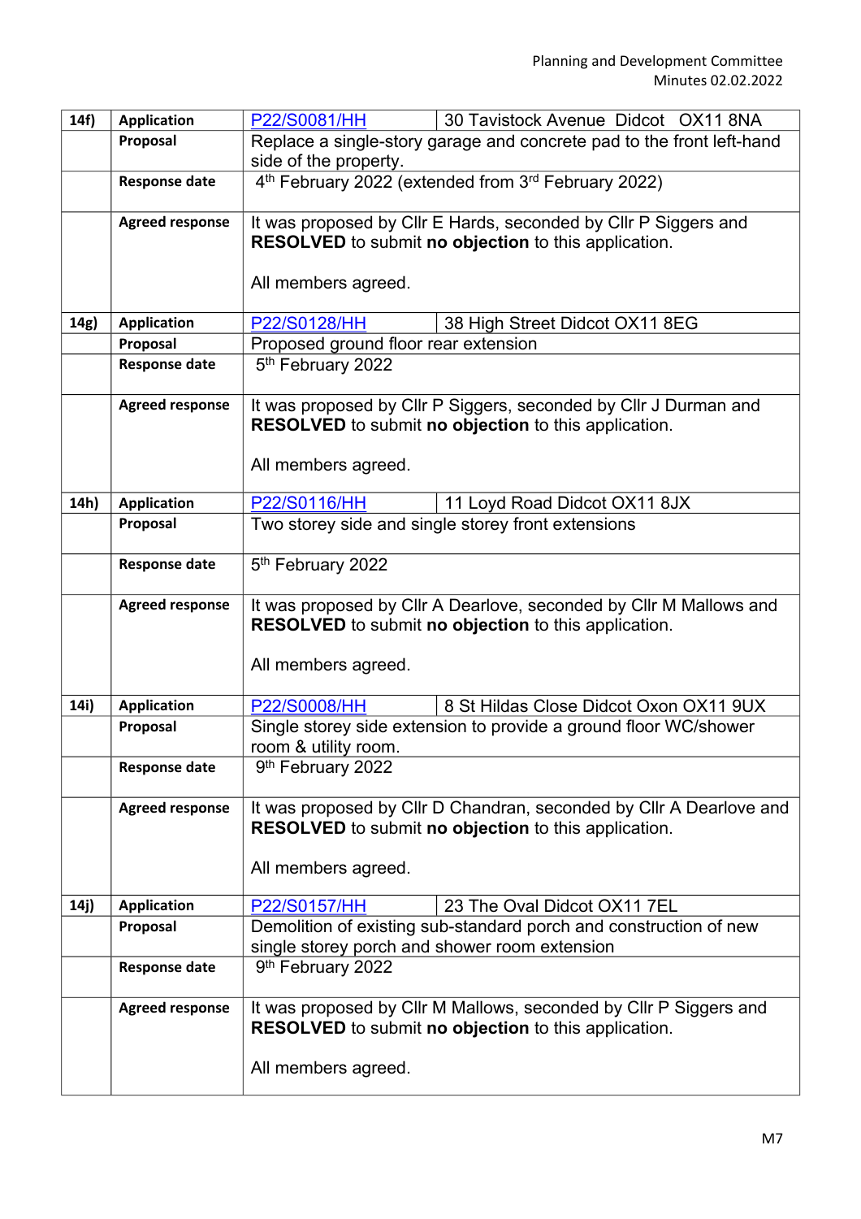| | | | |
|---|---|---|---|
| 14f) | **Application** | P22/S0081/HH | 30 Tavistock Avenue Didcot OX11 8NA |
| | **Proposal** | Replace a single-story garage and concrete pad to the front left-hand side of the property. | |
| | **Response date** | 4th February 2022 (extended from 3rd February 2022) | |
| | **Agreed response** | It was proposed by Cllr E Hards, seconded by Cllr P Siggers and **RESOLVED** to submit **no objection** to this application.<br><br>All members agreed. | |
| 14g) | **Application** | P22/S0128/HH | 38 High Street Didcot OX11 8EG |
| | **Proposal** | Proposed ground floor rear extension | |
| | **Response date** | 5th February 2022 | |
| | **Agreed response** | It was proposed by Cllr P Siggers, seconded by Cllr J Durman and **RESOLVED** to submit **no objection** to this application.<br><br>All members agreed. | |
| 14h) | **Application** | P22/S0116/HH | 11 Loyd Road Didcot OX11 8JX |
| | **Proposal** | Two storey side and single storey front extensions | |
| | **Response date** | 5th February 2022 | |
| | **Agreed response** | It was proposed by Cllr A Dearlove, seconded by Cllr M Mallows and **RESOLVED** to submit **no objection** to this application.<br><br>All members agreed. | |
| 14i) | **Application** | P22/S0008/HH | 8 St Hildas Close Didcot Oxon OX11 9UX |
| | **Proposal** | Single storey side extension to provide a ground floor WC/shower room & utility room. | |
| | **Response date** | 9th February 2022 | |
| | **Agreed response** | It was proposed by Cllr D Chandran, seconded by Cllr A Dearlove and **RESOLVED** to submit **no objection** to this application.<br><br>All members agreed. | |
| 14j) | **Application** | P22/S0157/HH | 23 The Oval Didcot OX11 7EL |
| | **Proposal** | Demolition of existing sub-standard porch and construction of new single storey porch and shower room extension | |
| | **Response date** | 9th February 2022 | |
| | **Agreed response** | It was proposed by Cllr M Mallows, seconded by Cllr P Siggers and **RESOLVED** to submit **no objection** to this application.<br><br>All members agreed. | |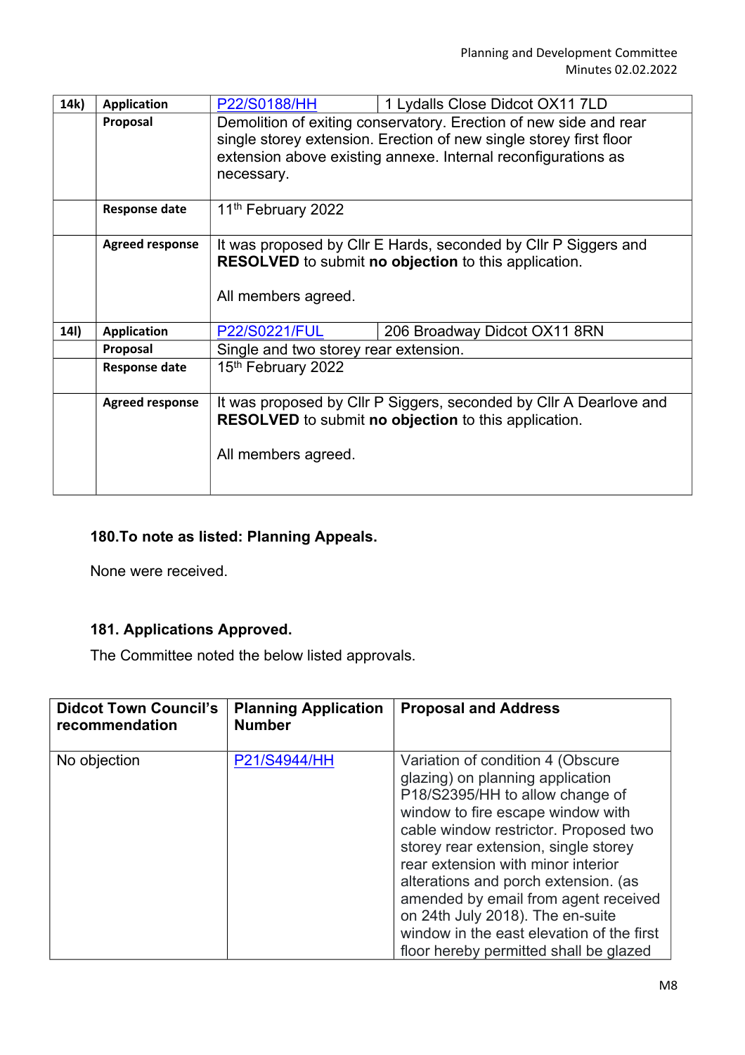| | | | |
|---|---|---|---|
| **14k)** | **Application** | P22/S0188/HH | 1 Lydalls Close Didcot OX11 7LD |
| | **Proposal** | Demolition of exiting conservatory. Erection of new side and rear single storey extension. Erection of new single storey first floor extension above existing annexe. Internal reconfigurations as necessary. | |
| | **Response date** | 11th February 2022 | |
| | **Agreed response** | It was proposed by Cllr E Hards, seconded by Cllr P Siggers and **RESOLVED** to submit **no objection** to this application.<br><br>All members agreed. | |
| **14l)** | **Application** | P22/S0221/FUL | 206 Broadway Didcot OX11 8RN |
| | **Proposal** | Single and two storey rear extension. | |
| | **Response date** | 15th February 2022 | |
| | **Agreed response** | It was proposed by Cllr P Siggers, seconded by Cllr A Dearlove and **RESOLVED** to submit **no objection** to this application.<br><br>All members agreed. | |

**180.To note as listed: Planning Appeals.**

None were received.

**181. Applications Approved.**

The Committee noted the below listed approvals.

| Didcot Town Council's recommendation | Planning Application Number | Proposal and Address |
|---|---|---|
| No objection | P21/S4944/HH | Variation of condition 4 (Obscure glazing) on planning application P18/S2395/HH to allow change of window to fire escape window with cable window restrictor. Proposed two storey rear extension, single storey rear extension with minor interior alterations and porch extension. (as amended by email from agent received on 24th July 2018). The en-suite window in the east elevation of the first floor hereby permitted shall be glazed |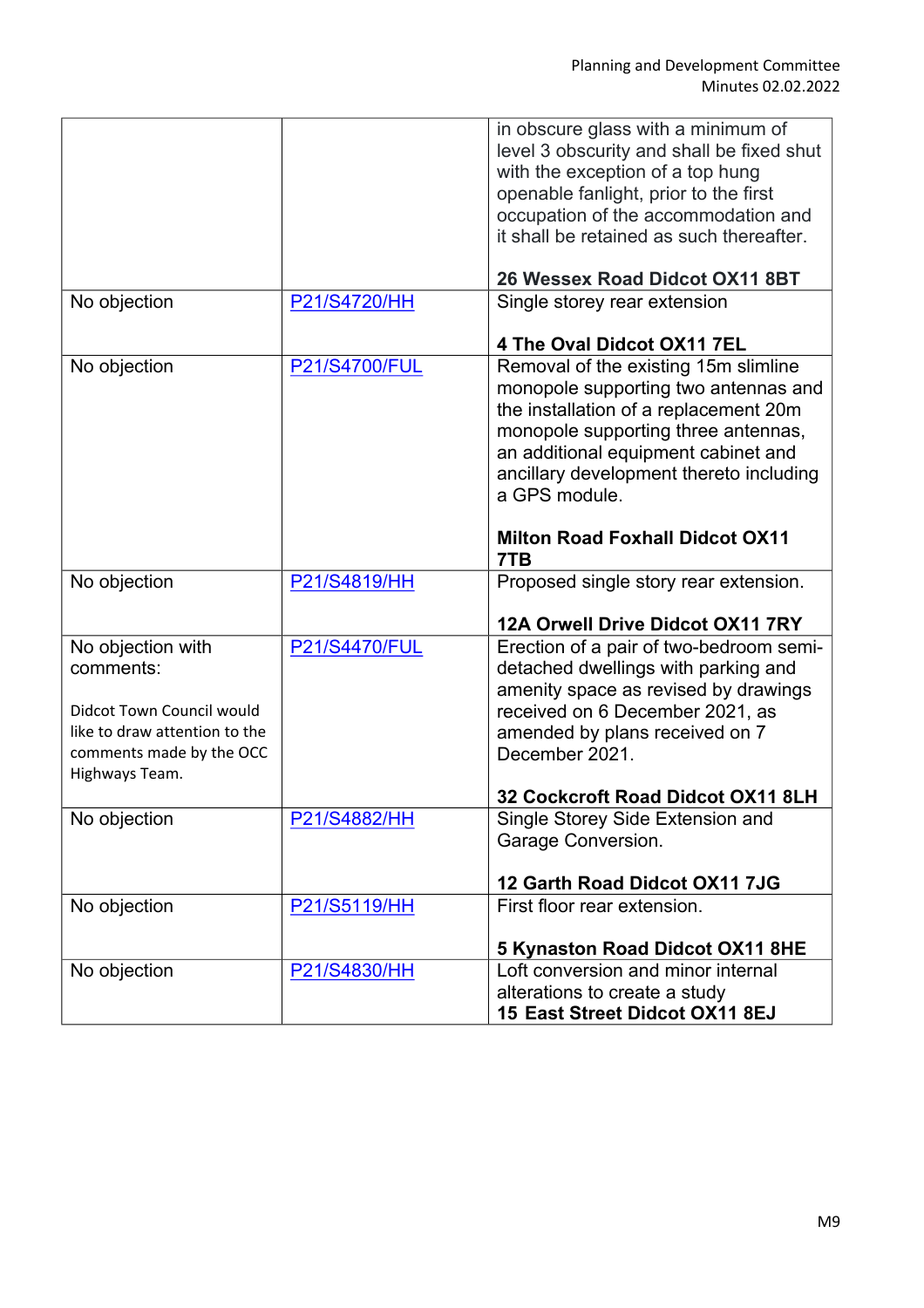| | | |
|---|---|---|
| | | in obscure glass with a minimum of level 3 obscurity and shall be fixed shut with the exception of a top hung openable fanlight, prior to the first occupation of the accommodation and it shall be retained as such thereafter.<br><br>**26 Wessex Road Didcot OX11 8BT** |
| No objection | P21/S4720/HH | Single storey rear extension<br><br>**4 The Oval Didcot OX11 7EL** |
| No objection | P21/S4700/FUL | Removal of the existing 15m slimline monopole supporting two antennas and the installation of a replacement 20m monopole supporting three antennas, an additional equipment cabinet and ancillary development thereto including a GPS module.<br><br>**Milton Road Foxhall Didcot OX11 7TB** |
| No objection | P21/S4819/HH | Proposed single story rear extension.<br><br>**12A Orwell Drive Didcot OX11 7RY** |
| No objection with comments:<br><br>Didcot Town Council would like to draw attention to the comments made by the OCC Highways Team. | P21/S4470/FUL | Erection of a pair of two-bedroom semi-detached dwellings with parking and amenity space as revised by drawings received on 6 December 2021, as amended by plans received on 7 December 2021.<br><br>**32 Cockcroft Road Didcot OX11 8LH** |
| No objection | P21/S4882/HH | Single Storey Side Extension and Garage Conversion.<br><br>**12 Garth Road Didcot OX11 7JG** |
| No objection | P21/S5119/HH | First floor rear extension.<br><br>**5 Kynaston Road Didcot OX11 8HE** |
| No objection | P21/S4830/HH | Loft conversion and minor internal alterations to create a study<br>**15 East Street Didcot OX11 8EJ** |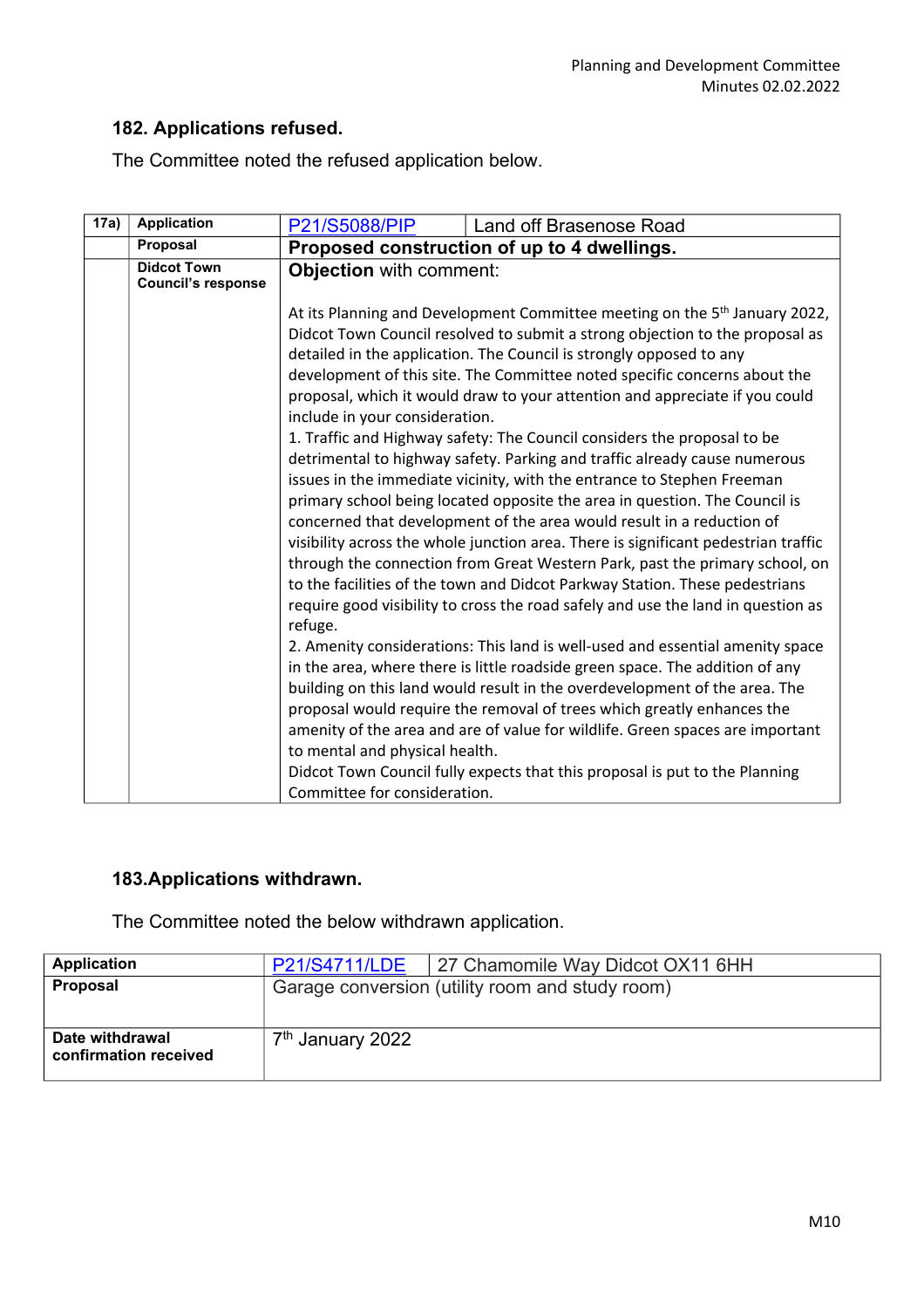### 182. Applications refused.

The Committee noted the refused application below.

| | | | |
|---|---|---|---|
| 17a) | **Application** | P21/S5088/PIP | Land off Brasenose Road |
| | **Proposal** | **Proposed construction of up to 4 dwellings.** | |
| | **Didcot Town Council's response** | **Objection** with comment:<br><br>At its Planning and Development Committee meeting on the 5th January 2022, Didcot Town Council resolved to submit a strong objection to the proposal as detailed in the application. The Council is strongly opposed to any development of this site. The Committee noted specific concerns about the proposal, which it would draw to your attention and appreciate if you could include in your consideration.<br>1. Traffic and Highway safety: The Council considers the proposal to be detrimental to highway safety. Parking and traffic already cause numerous issues in the immediate vicinity, with the entrance to Stephen Freeman primary school being located opposite the area in question. The Council is concerned that development of the area would result in a reduction of visibility across the whole junction area. There is significant pedestrian traffic through the connection from Great Western Park, past the primary school, on to the facilities of the town and Didcot Parkway Station. These pedestrians require good visibility to cross the road safely and use the land in question as refuge.<br>2. Amenity considerations: This land is well-used and essential amenity space in the area, where there is little roadside green space. The addition of any building on this land would result in the overdevelopment of the area. The proposal would require the removal of trees which greatly enhances the amenity of the area and are of value for wildlife. Green spaces are important to mental and physical health.<br>Didcot Town Council fully expects that this proposal is put to the Planning Committee for consideration. | |

### 183. Applications withdrawn.

The Committee noted the below withdrawn application.

| | | |
|---|---|---|
| **Application** | P21/S4711/LDE | 27 Chamomile Way Didcot OX11 6HH |
| **Proposal** | Garage conversion (utility room and study room) | |
| **Date withdrawal confirmation received** | 7th January 2022 | |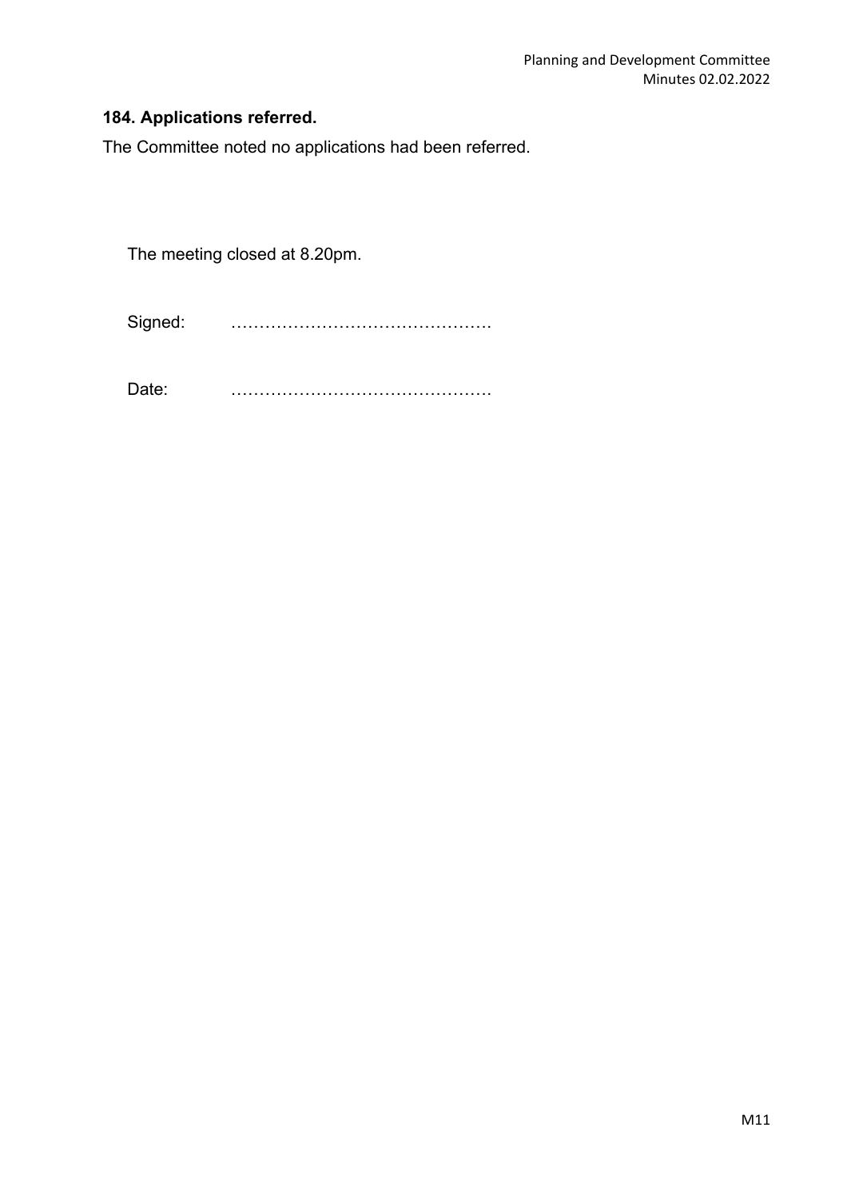### 184. Applications referred.

The Committee noted no applications had been referred.

The meeting closed at 8.20pm.

Signed: ……………………………………….

Date: ……………………………………….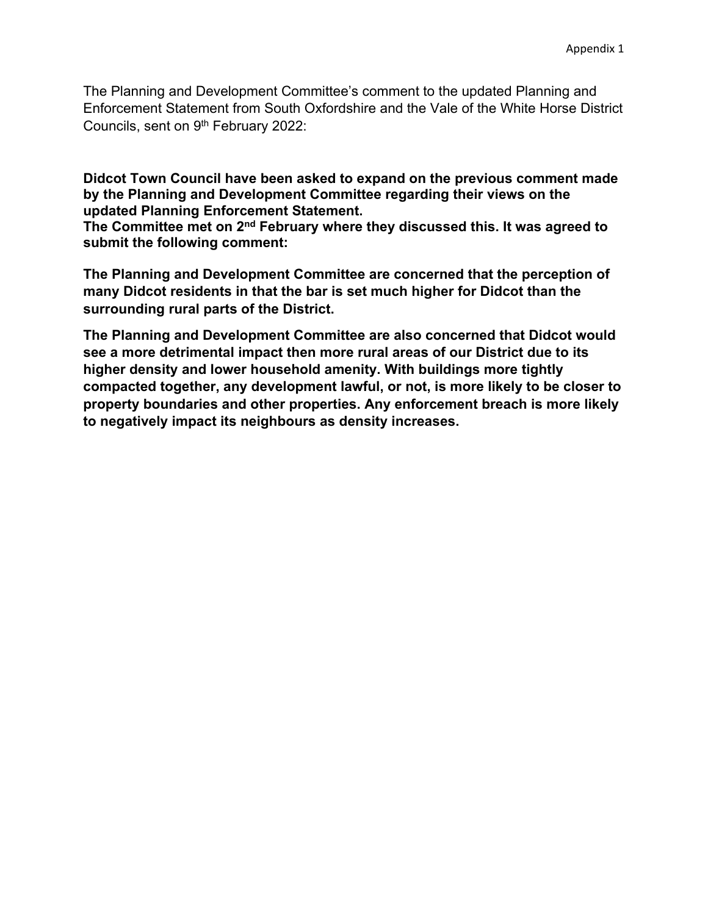Appendix 1

The Planning and Development Committee's comment to the updated Planning and Enforcement Statement from South Oxfordshire and the Vale of the White Horse District Councils, sent on 9th February 2022:

**Didcot Town Council have been asked to expand on the previous comment made by the Planning and Development Committee regarding their views on the updated Planning Enforcement Statement.**
**The Committee met on 2nd February where they discussed this. It was agreed to submit the following comment:**

**The Planning and Development Committee are concerned that the perception of many Didcot residents in that the bar is set much higher for Didcot than the surrounding rural parts of the District.**

**The Planning and Development Committee are also concerned that Didcot would see a more detrimental impact then more rural areas of our District due to its higher density and lower household amenity. With buildings more tightly compacted together, any development lawful, or not, is more likely to be closer to property boundaries and other properties. Any enforcement breach is more likely to negatively impact its neighbours as density increases.**